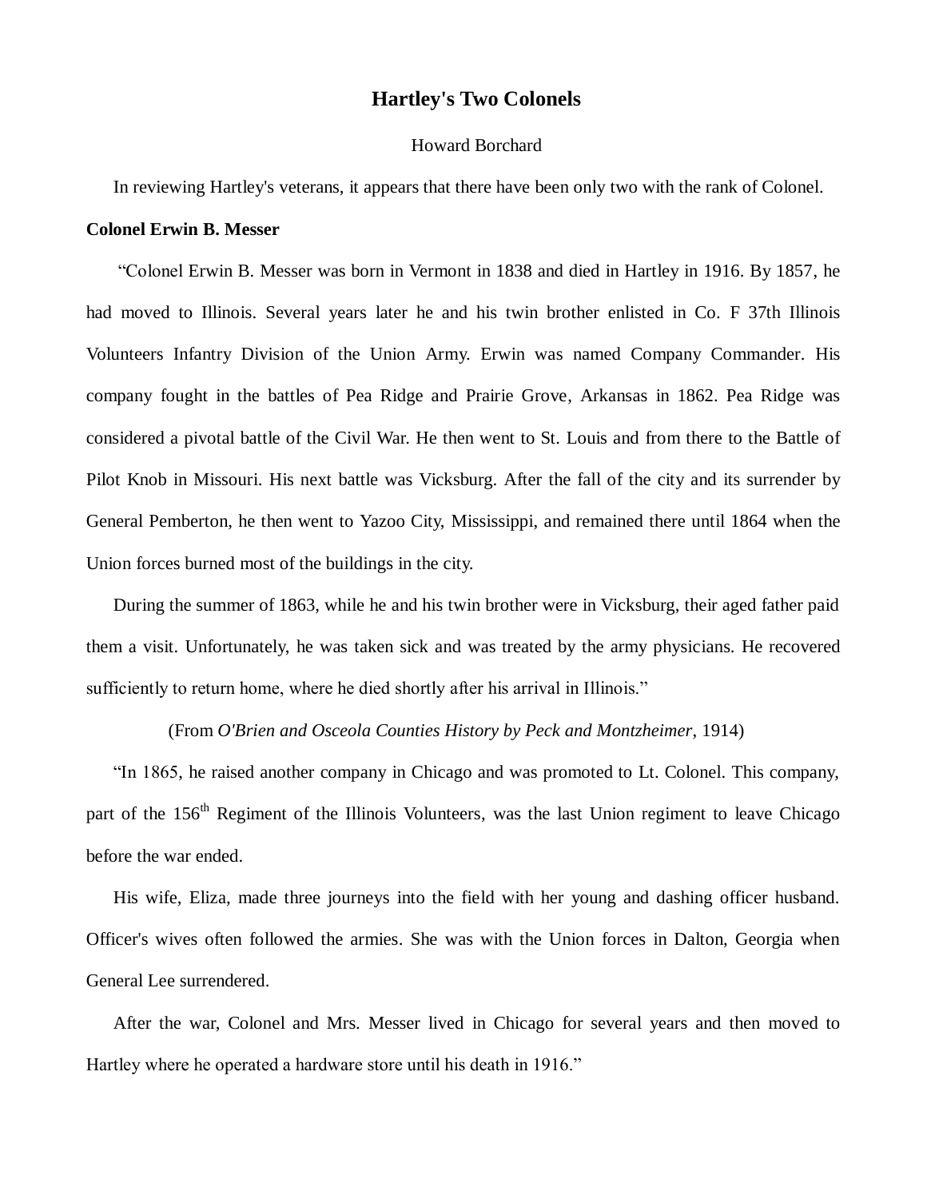# Hartley's Two Colonels

Howard Borchard

In reviewing Hartley's veterans, it appears that there have been only two with the rank of Colonel.

**Colonel Erwin B. Messer**

"Colonel Erwin B. Messer was born in Vermont in 1838 and died in Hartley in 1916. By 1857, he had moved to Illinois. Several years later he and his twin brother enlisted in Co. F 37th Illinois Volunteers Infantry Division of the Union Army. Erwin was named Company Commander. His company fought in the battles of Pea Ridge and Prairie Grove, Arkansas in 1862. Pea Ridge was considered a pivotal battle of the Civil War. He then went to St. Louis and from there to the Battle of Pilot Knob in Missouri. His next battle was Vicksburg. After the fall of the city and its surrender by General Pemberton, he then went to Yazoo City, Mississippi, and remained there until 1864 when the Union forces burned most of the buildings in the city.

During the summer of 1863, while he and his twin brother were in Vicksburg, their aged father paid them a visit. Unfortunately, he was taken sick and was treated by the army physicians. He recovered sufficiently to return home, where he died shortly after his arrival in Illinois."

(From *O'Brien and Osceola Counties History by Peck and Montzheimer*, 1914)

"In 1865, he raised another company in Chicago and was promoted to Lt. Colonel. This company, part of the 156th Regiment of the Illinois Volunteers, was the last Union regiment to leave Chicago before the war ended.

His wife, Eliza, made three journeys into the field with her young and dashing officer husband. Officer's wives often followed the armies. She was with the Union forces in Dalton, Georgia when General Lee surrendered.

After the war, Colonel and Mrs. Messer lived in Chicago for several years and then moved to Hartley where he operated a hardware store until his death in 1916."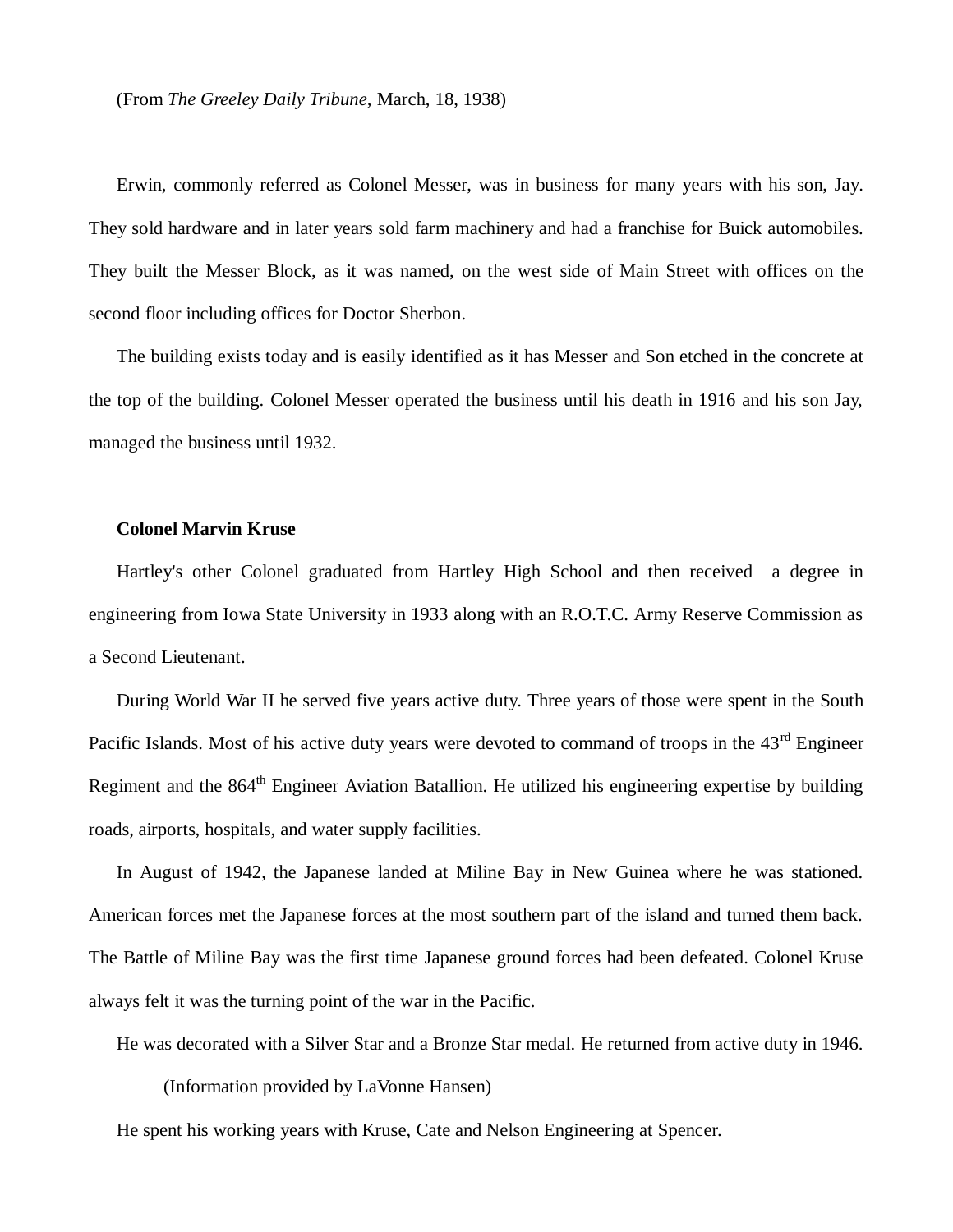(From *The Greeley Daily Tribune,* March, 18, 1938)

Erwin, commonly referred as Colonel Messer, was in business for many years with his son, Jay. They sold hardware and in later years sold farm machinery and had a franchise for Buick automobiles. They built the Messer Block, as it was named, on the west side of Main Street with offices on the second floor including offices for Doctor Sherbon.

The building exists today and is easily identified as it has Messer and Son etched in the concrete at the top of the building. Colonel Messer operated the business until his death in 1916 and his son Jay, managed the business until 1932.

**Colonel Marvin Kruse**

Hartley's other Colonel graduated from Hartley High School and then received a degree in engineering from Iowa State University in 1933 along with an R.O.T.C. Army Reserve Commission as a Second Lieutenant.

During World War II he served five years active duty. Three years of those were spent in the South Pacific Islands. Most of his active duty years were devoted to command of troops in the 43rd Engineer Regiment and the 864th Engineer Aviation Batallion. He utilized his engineering expertise by building roads, airports, hospitals, and water supply facilities.

In August of 1942, the Japanese landed at Miline Bay in New Guinea where he was stationed. American forces met the Japanese forces at the most southern part of the island and turned them back. The Battle of Miline Bay was the first time Japanese ground forces had been defeated. Colonel Kruse always felt it was the turning point of the war in the Pacific.

He was decorated with a Silver Star and a Bronze Star medal. He returned from active duty in 1946.

(Information provided by LaVonne Hansen)

He spent his working years with Kruse, Cate and Nelson Engineering at Spencer.